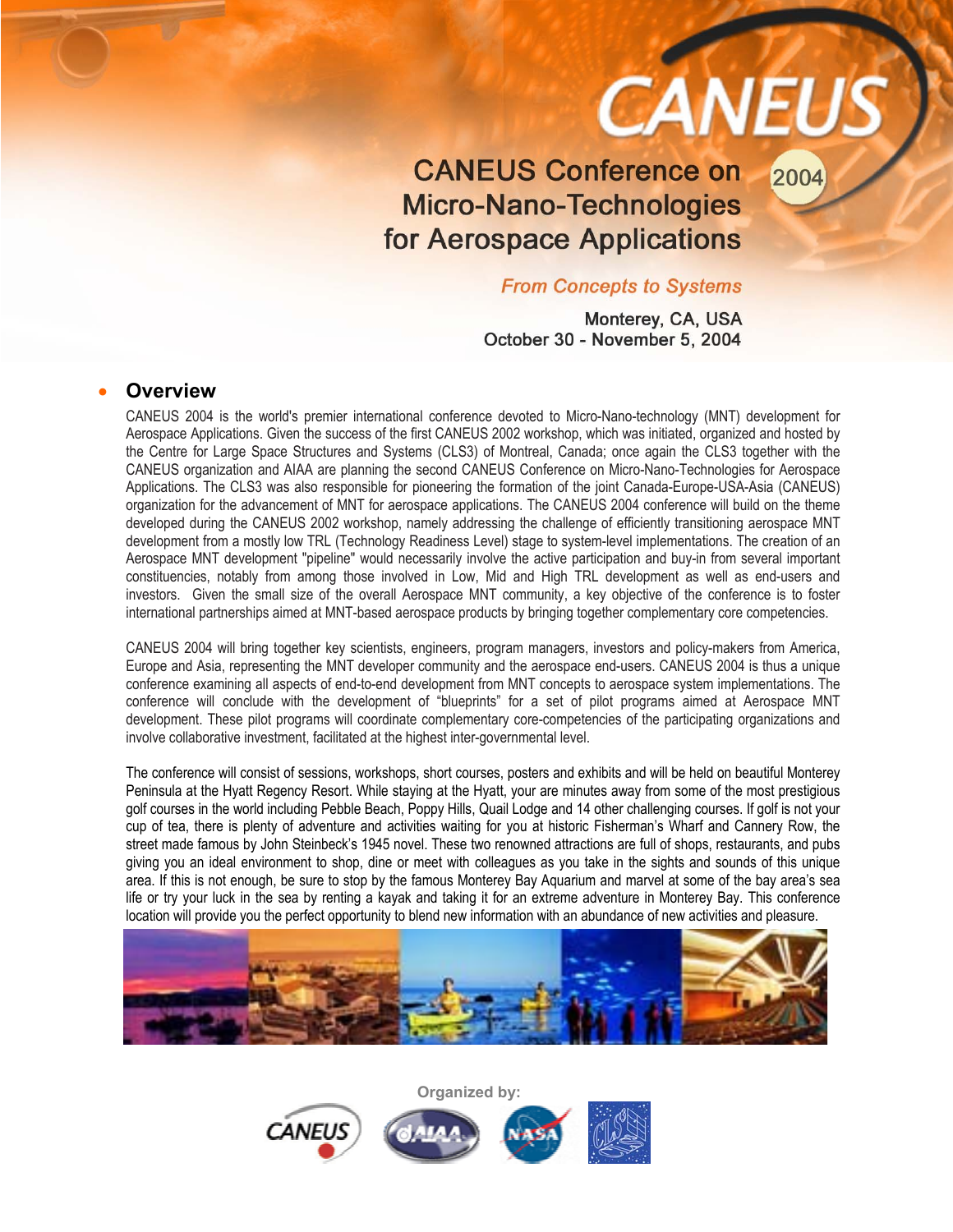# CANEUS

## CANEUS Conference on Micro-Nano-Technologies for Aerospace Applications

2004

*From Concepts to Systems*

Monterey, CA, USA
October 30 - November 5, 2004

## Overview

CANEUS 2004 is the world's premier international conference devoted to Micro-Nano-technology (MNT) development for Aerospace Applications. Given the success of the first CANEUS 2002 workshop, which was initiated, organized and hosted by the Centre for Large Space Structures and Systems (CLS3) of Montreal, Canada; once again the CLS3 together with the CANEUS organization and AIAA are planning the second CANEUS Conference on Micro-Nano-Technologies for Aerospace Applications. The CLS3 was also responsible for pioneering the formation of the joint Canada-Europe-USA-Asia (CANEUS) organization for the advancement of MNT for aerospace applications. The CANEUS 2004 conference will build on the theme developed during the CANEUS 2002 workshop, namely addressing the challenge of efficiently transitioning aerospace MNT development from a mostly low TRL (Technology Readiness Level) stage to system-level implementations. The creation of an Aerospace MNT development "pipeline" would necessarily involve the active participation and buy-in from several important constituencies, notably from among those involved in Low, Mid and High TRL development as well as end-users and investors. Given the small size of the overall Aerospace MNT community, a key objective of the conference is to foster international partnerships aimed at MNT-based aerospace products by bringing together complementary core competencies.

CANEUS 2004 will bring together key scientists, engineers, program managers, investors and policy-makers from America, Europe and Asia, representing the MNT developer community and the aerospace end-users. CANEUS 2004 is thus a unique conference examining all aspects of end-to-end development from MNT concepts to aerospace system implementations. The conference will conclude with the development of "blueprints" for a set of pilot programs aimed at Aerospace MNT development. These pilot programs will coordinate complementary core-competencies of the participating organizations and involve collaborative investment, facilitated at the highest inter-governmental level.

The conference will consist of sessions, workshops, short courses, posters and exhibits and will be held on beautiful Monterey Peninsula at the Hyatt Regency Resort. While staying at the Hyatt, your are minutes away from some of the most prestigious golf courses in the world including Pebble Beach, Poppy Hills, Quail Lodge and 14 other challenging courses. If golf is not your cup of tea, there is plenty of adventure and activities waiting for you at historic Fisherman's Wharf and Cannery Row, the street made famous by John Steinbeck's 1945 novel. These two renowned attractions are full of shops, restaurants, and pubs giving you an ideal environment to shop, dine or meet with colleagues as you take in the sights and sounds of this unique area. If this is not enough, be sure to stop by the famous Monterey Bay Aquarium and marvel at some of the bay area's sea life or try your luck in the sea by renting a kayak and taking it for an extreme adventure in Monterey Bay. This conference location will provide you the perfect opportunity to blend new information with an abundance of new activities and pleasure.

**Organized by:**

CANEUS, AIAA, NASA, CLS3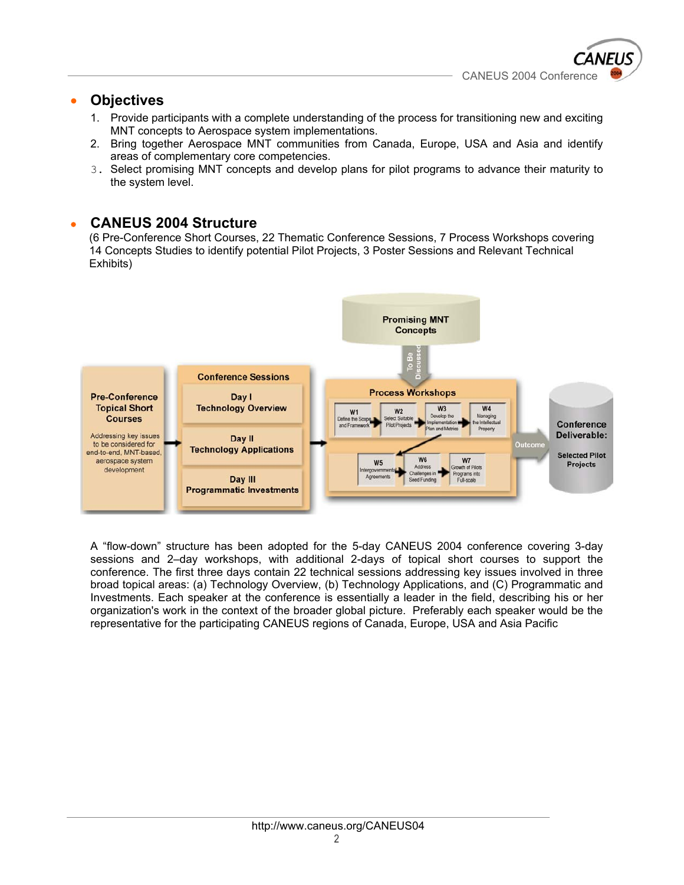## Objectives

1. Provide participants with a complete understanding of the process for transitioning new and exciting MNT concepts to Aerospace system implementations.
2. Bring together Aerospace MNT communities from Canada, Europe, USA and Asia and identify areas of complementary core competencies.
3. Select promising MNT concepts and develop plans for pilot programs to advance their maturity to the system level.

## CANEUS 2004 Structure

(6 Pre-Conference Short Courses, 22 Thematic Conference Sessions, 7 Process Workshops covering 14 Concepts Studies to identify potential Pilot Projects, 3 Poster Sessions and Relevant Technical Exhibits)

Promising MNT Concepts

To Be Discussed

**Pre-Conference Topical Short Courses**
Addressing key issues to be considered for end-to-end, MNT-based, aerospace system development

**Conference Sessions**
- Day I Technology Overview
- Day II Technology Applications
- Day III Programmatic Investments

**Process Workshops**
- W1 Define the Scope and Framework
- W2 Select Suitable Pilot Projects
- W3 Develop the Implementation Plan and Metrics
- W4 Managing the Intellectual Property
- W5 Intergovernmental Agreements
- W6 Address Challenges in Seed Funding
- W7 Growth of Pilots Programs into Full-scale

Outcome

**Conference Deliverable:** Selected Pilot Projects

A "flow-down" structure has been adopted for the 5-day CANEUS 2004 conference covering 3-day sessions and 2–day workshops, with additional 2-days of topical short courses to support the conference. The first three days contain 22 technical sessions addressing key issues involved in three broad topical areas: (a) Technology Overview, (b) Technology Applications, and (C) Programmatic and Investments. Each speaker at the conference is essentially a leader in the field, describing his or her organization's work in the context of the broader global picture. Preferably each speaker would be the representative for the participating CANEUS regions of Canada, Europe, USA and Asia Pacific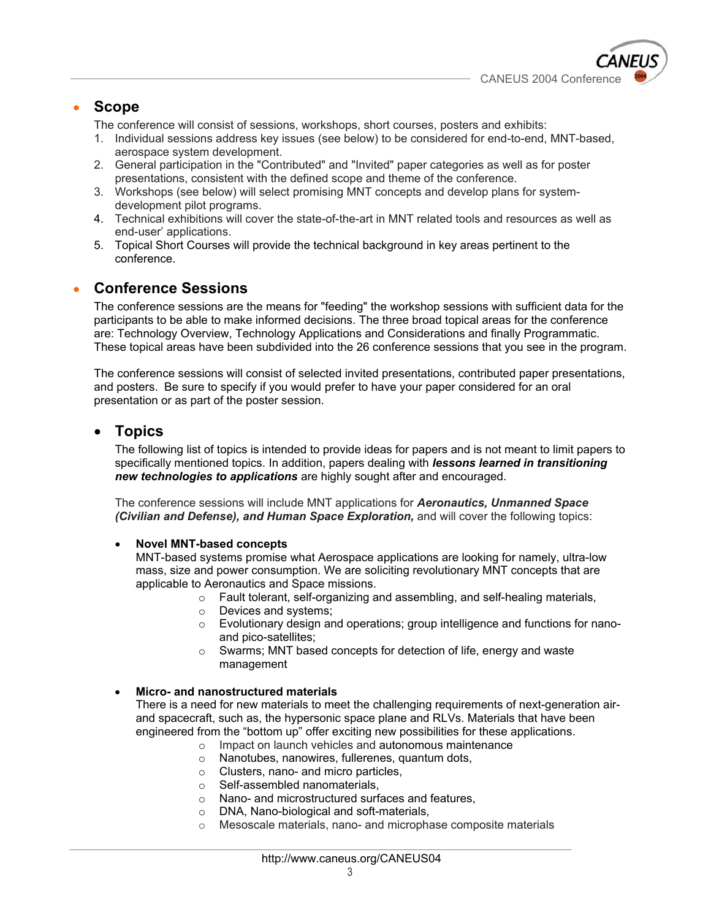- **Scope**

The conference will consist of sessions, workshops, short courses, posters and exhibits:

1. Individual sessions address key issues (see below) to be considered for end-to-end, MNT-based, aerospace system development.
2. General participation in the "Contributed" and "Invited" paper categories as well as for poster presentations, consistent with the defined scope and theme of the conference.
3. Workshops (see below) will select promising MNT concepts and develop plans for system-development pilot programs.
4. Technical exhibitions will cover the state-of-the-art in MNT related tools and resources as well as end-user' applications.
5. Topical Short Courses will provide the technical background in key areas pertinent to the conference.

- **Conference Sessions**

The conference sessions are the means for "feeding" the workshop sessions with sufficient data for the participants to be able to make informed decisions. The three broad topical areas for the conference are: Technology Overview, Technology Applications and Considerations and finally Programmatic. These topical areas have been subdivided into the 26 conference sessions that you see in the program.

The conference sessions will consist of selected invited presentations, contributed paper presentations, and posters. Be sure to specify if you would prefer to have your paper considered for an oral presentation or as part of the poster session.

- **Topics**

The following list of topics is intended to provide ideas for papers and is not meant to limit papers to specifically mentioned topics. In addition, papers dealing with ***lessons learned in transitioning new technologies to applications*** are highly sought after and encouraged.

The conference sessions will include MNT applications for ***Aeronautics, Unmanned Space (Civilian and Defense), and Human Space Exploration,*** and will cover the following topics:

- **Novel MNT-based concepts**

  MNT-based systems promise what Aerospace applications are looking for namely, ultra-low mass, size and power consumption. We are soliciting revolutionary MNT concepts that are applicable to Aeronautics and Space missions.

  - Fault tolerant, self-organizing and assembling, and self-healing materials,
  - Devices and systems;
  - Evolutionary design and operations; group intelligence and functions for nano- and pico-satellites;
  - Swarms; MNT based concepts for detection of life, energy and waste management

- **Micro- and nanostructured materials**

  There is a need for new materials to meet the challenging requirements of next-generation air- and spacecraft, such as, the hypersonic space plane and RLVs. Materials that have been engineered from the “bottom up” offer exciting new possibilities for these applications.

  - Impact on launch vehicles and autonomous maintenance
  - Nanotubes, nanowires, fullerenes, quantum dots,
  - Clusters, nano- and micro particles,
  - Self-assembled nanomaterials,
  - Nano- and microstructured surfaces and features,
  - DNA, Nano-biological and soft-materials,
  - Mesoscale materials, nano- and microphase composite materials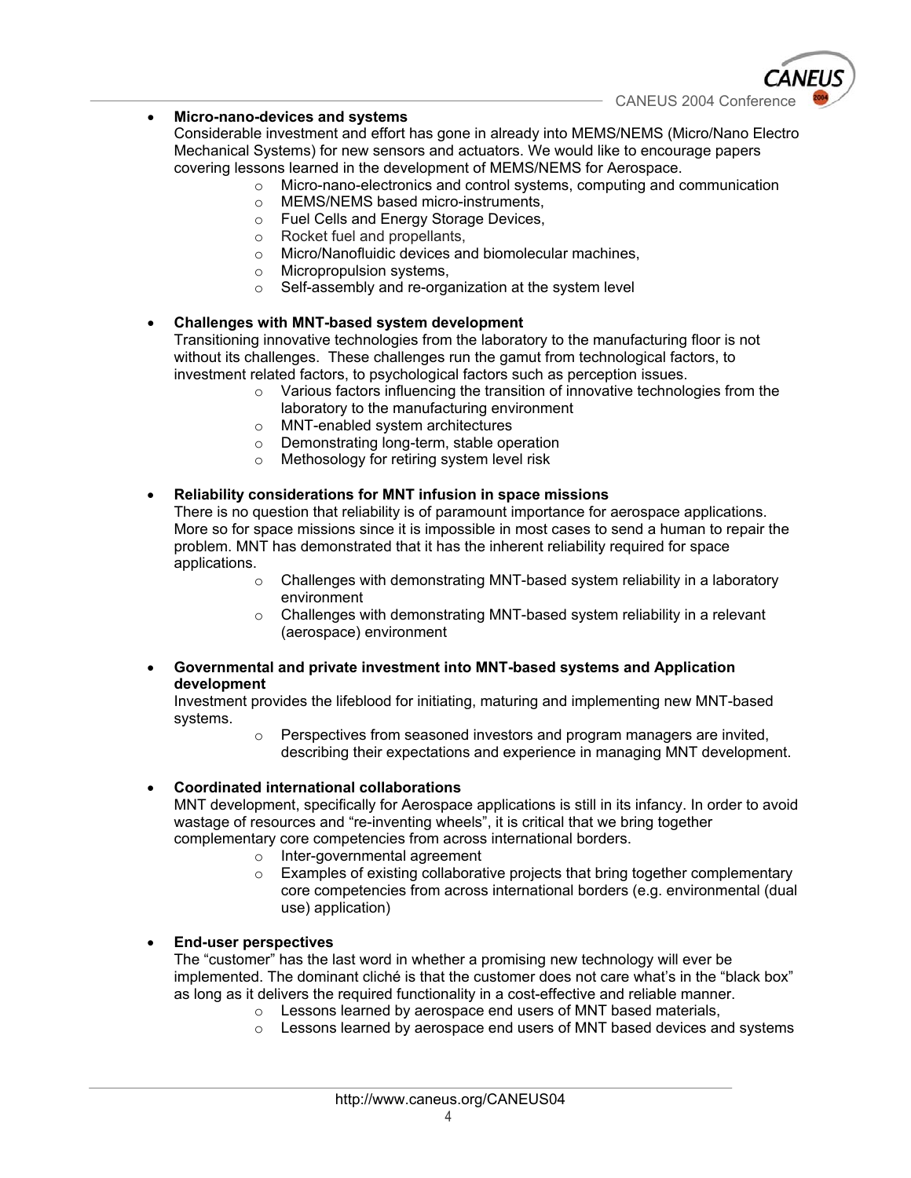- **Micro-nano-devices and systems**
  Considerable investment and effort has gone in already into MEMS/NEMS (Micro/Nano Electro Mechanical Systems) for new sensors and actuators. We would like to encourage papers covering lessons learned in the development of MEMS/NEMS for Aerospace.
  - Micro-nano-electronics and control systems, computing and communication
  - MEMS/NEMS based micro-instruments,
  - Fuel Cells and Energy Storage Devices,
  - Rocket fuel and propellants,
  - Micro/Nanofluidic devices and biomolecular machines,
  - Micropropulsion systems,
  - Self-assembly and re-organization at the system level

- **Challenges with MNT-based system development**
  Transitioning innovative technologies from the laboratory to the manufacturing floor is not without its challenges. These challenges run the gamut from technological factors, to investment related factors, to psychological factors such as perception issues.
  - Various factors influencing the transition of innovative technologies from the laboratory to the manufacturing environment
  - MNT-enabled system architectures
  - Demonstrating long-term, stable operation
  - Methosology for retiring system level risk

- **Reliability considerations for MNT infusion in space missions**
  There is no question that reliability is of paramount importance for aerospace applications. More so for space missions since it is impossible in most cases to send a human to repair the problem. MNT has demonstrated that it has the inherent reliability required for space applications.
  - Challenges with demonstrating MNT-based system reliability in a laboratory environment
  - Challenges with demonstrating MNT-based system reliability in a relevant (aerospace) environment

- **Governmental and private investment into MNT-based systems and Application development**
  Investment provides the lifeblood for initiating, maturing and implementing new MNT-based systems.
  - Perspectives from seasoned investors and program managers are invited, describing their expectations and experience in managing MNT development.

- **Coordinated international collaborations**
  MNT development, specifically for Aerospace applications is still in its infancy. In order to avoid wastage of resources and "re-inventing wheels", it is critical that we bring together complementary core competencies from across international borders.
  - Inter-governmental agreement
  - Examples of existing collaborative projects that bring together complementary core competencies from across international borders (e.g. environmental (dual use) application)

- **End-user perspectives**
  The "customer" has the last word in whether a promising new technology will ever be implemented. The dominant cliché is that the customer does not care what's in the "black box" as long as it delivers the required functionality in a cost-effective and reliable manner.
  - Lessons learned by aerospace end users of MNT based materials,
  - Lessons learned by aerospace end users of MNT based devices and systems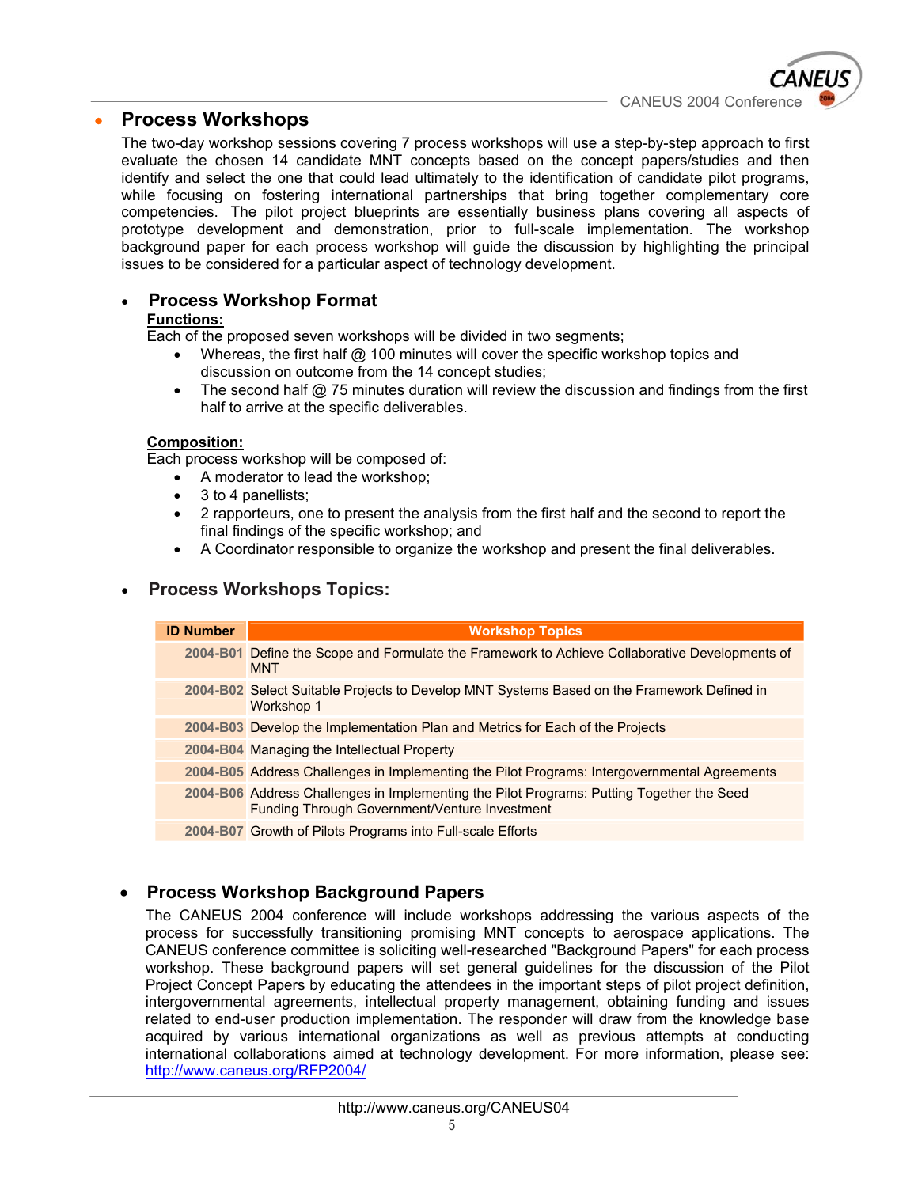## Process Workshops

The two-day workshop sessions covering 7 process workshops will use a step-by-step approach to first evaluate the chosen 14 candidate MNT concepts based on the concept papers/studies and then identify and select the one that could lead ultimately to the identification of candidate pilot programs, while focusing on fostering international partnerships that bring together complementary core competencies. The pilot project blueprints are essentially business plans covering all aspects of prototype development and demonstration, prior to full-scale implementation. The workshop background paper for each process workshop will guide the discussion by highlighting the principal issues to be considered for a particular aspect of technology development.

### Process Workshop Format

**Functions:**

Each of the proposed seven workshops will be divided in two segments;

- Whereas, the first half @ 100 minutes will cover the specific workshop topics and discussion on outcome from the 14 concept studies;
- The second half @ 75 minutes duration will review the discussion and findings from the first half to arrive at the specific deliverables.

**Composition:**

Each process workshop will be composed of:

- A moderator to lead the workshop;
- 3 to 4 panellists;
- 2 rapporteurs, one to present the analysis from the first half and the second to report the final findings of the specific workshop; and
- A Coordinator responsible to organize the workshop and present the final deliverables.

### Process Workshops Topics:

| ID Number | Workshop Topics |
|---|---|
| 2004-B01 | Define the Scope and Formulate the Framework to Achieve Collaborative Developments of MNT |
| 2004-B02 | Select Suitable Projects to Develop MNT Systems Based on the Framework Defined in Workshop 1 |
| 2004-B03 | Develop the Implementation Plan and Metrics for Each of the Projects |
| 2004-B04 | Managing the Intellectual Property |
| 2004-B05 | Address Challenges in Implementing the Pilot Programs: Intergovernmental Agreements |
| 2004-B06 | Address Challenges in Implementing the Pilot Programs: Putting Together the Seed Funding Through Government/Venture Investment |
| 2004-B07 | Growth of Pilots Programs into Full-scale Efforts |

### Process Workshop Background Papers

The CANEUS 2004 conference will include workshops addressing the various aspects of the process for successfully transitioning promising MNT concepts to aerospace applications. The CANEUS conference committee is soliciting well-researched "Background Papers" for each process workshop. These background papers will set general guidelines for the discussion of the Pilot Project Concept Papers by educating the attendees in the important steps of pilot project definition, intergovernmental agreements, intellectual property management, obtaining funding and issues related to end-user production implementation. The responder will draw from the knowledge base acquired by various international organizations as well as previous attempts at conducting international collaborations aimed at technology development. For more information, please see: http://www.caneus.org/RFP2004/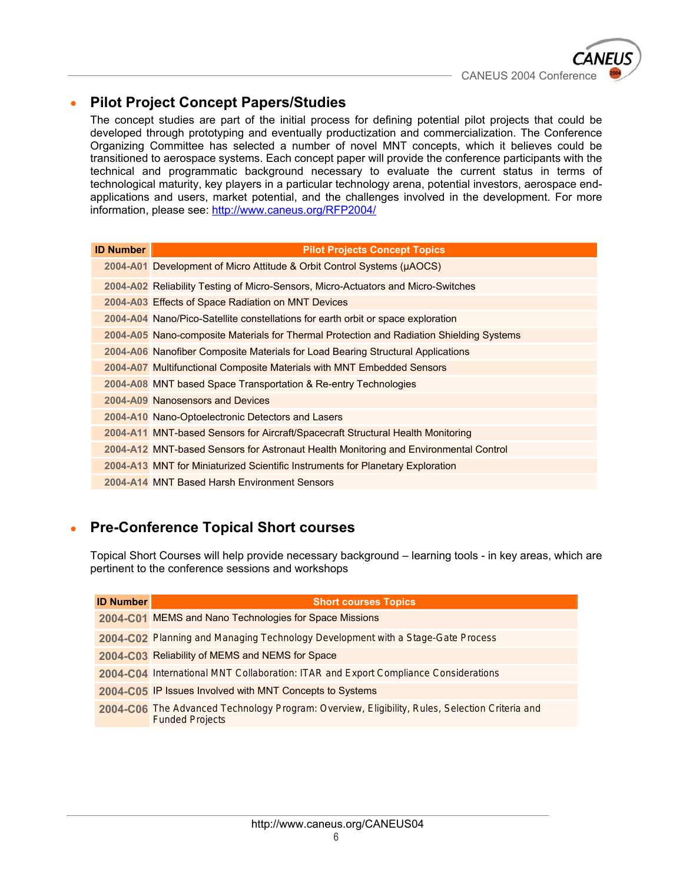## Pilot Project Concept Papers/Studies

The concept studies are part of the initial process for defining potential pilot projects that could be developed through prototyping and eventually productization and commercialization. The Conference Organizing Committee has selected a number of novel MNT concepts, which it believes could be transitioned to aerospace systems. Each concept paper will provide the conference participants with the technical and programmatic background necessary to evaluate the current status in terms of technological maturity, key players in a particular technology arena, potential investors, aerospace end-applications and users, market potential, and the challenges involved in the development. For more information, please see: http://www.caneus.org/RFP2004/

| ID Number | Pilot Projects Concept Topics |
|---|---|
| 2004-A01 | Development of Micro Attitude & Orbit Control Systems (μAOCS) |
| 2004-A02 | Reliability Testing of Micro-Sensors, Micro-Actuators and Micro-Switches |
| 2004-A03 | Effects of Space Radiation on MNT Devices |
| 2004-A04 | Nano/Pico-Satellite constellations for earth orbit or space exploration |
| 2004-A05 | Nano-composite Materials for Thermal Protection and Radiation Shielding Systems |
| 2004-A06 | Nanofiber Composite Materials for Load Bearing Structural Applications |
| 2004-A07 | Multifunctional Composite Materials with MNT Embedded Sensors |
| 2004-A08 | MNT based Space Transportation & Re-entry Technologies |
| 2004-A09 | Nanosensors and Devices |
| 2004-A10 | Nano-Optoelectronic Detectors and Lasers |
| 2004-A11 | MNT-based Sensors for Aircraft/Spacecraft Structural Health Monitoring |
| 2004-A12 | MNT-based Sensors for Astronaut Health Monitoring and Environmental Control |
| 2004-A13 | MNT for Miniaturized Scientific Instruments for Planetary Exploration |
| 2004-A14 | MNT Based Harsh Environment Sensors |

## Pre-Conference Topical Short courses

Topical Short Courses will help provide necessary background – learning tools - in key areas, which are pertinent to the conference sessions and workshops

| ID Number | Short courses Topics |
|---|---|
| 2004-C01 | MEMS and Nano Technologies for Space Missions |
| 2004-C02 | Planning and Managing Technology Development with a Stage-Gate Process |
| 2004-C03 | Reliability of MEMS and NEMS for Space |
| 2004-C04 | International MNT Collaboration: ITAR and Export Compliance Considerations |
| 2004-C05 | IP Issues Involved with MNT Concepts to Systems |
| 2004-C06 | The Advanced Technology Program: Overview, Eligibility, Rules, Selection Criteria and Funded Projects |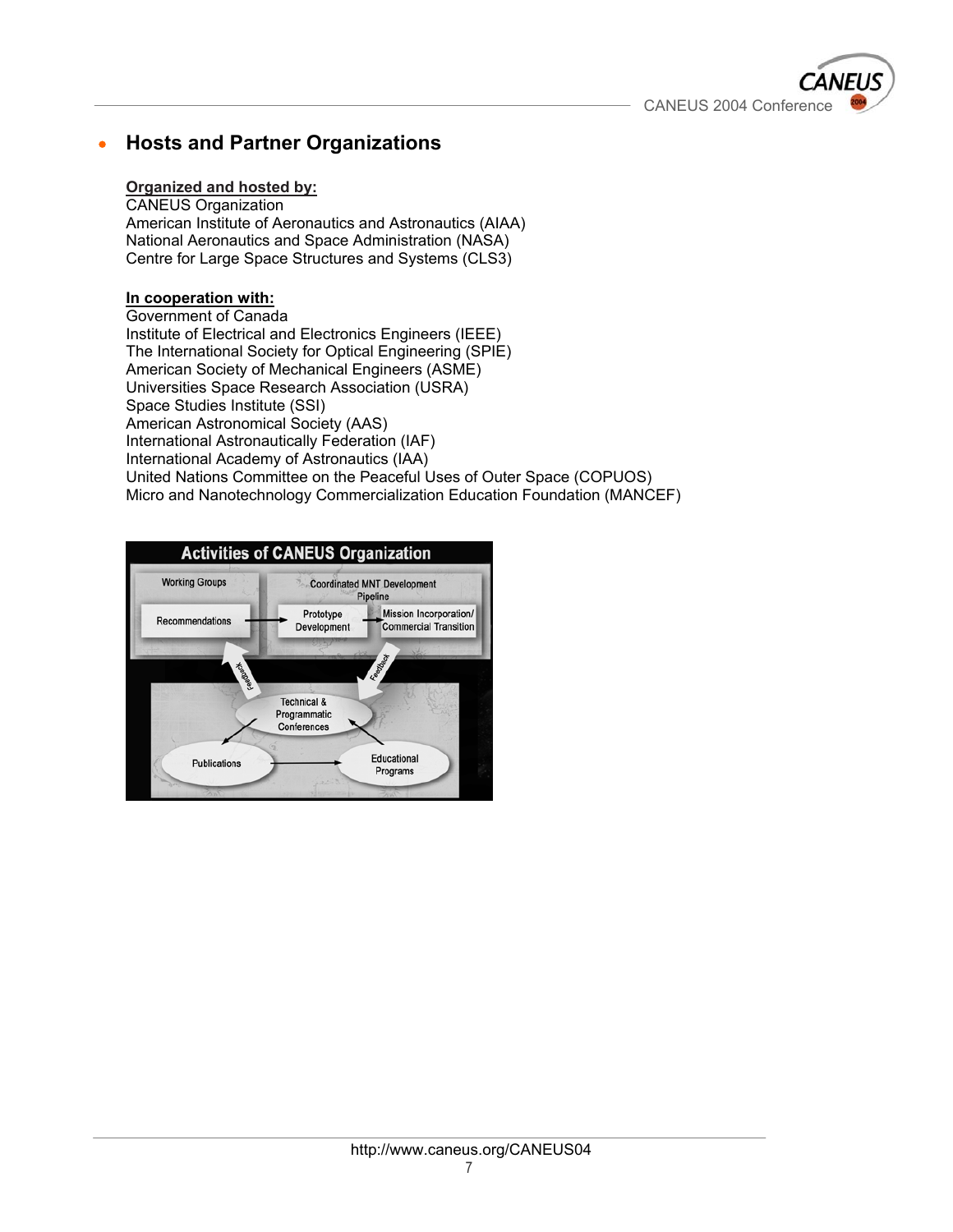- **Hosts and Partner Organizations**

**Organized and hosted by:**
CANEUS Organization
American Institute of Aeronautics and Astronautics (AIAA)
National Aeronautics and Space Administration (NASA)
Centre for Large Space Structures and Systems (CLS3)

**In cooperation with:**
Government of Canada
Institute of Electrical and Electronics Engineers (IEEE)
The International Society for Optical Engineering (SPIE)
American Society of Mechanical Engineers (ASME)
Universities Space Research Association (USRA)
Space Studies Institute (SSI)
American Astronomical Society (AAS)
International Astronautically Federation (IAF)
International Academy of Astronautics (IAA)
United Nations Committee on the Peaceful Uses of Outer Space (COPUOS)
Micro and Nanotechnology Commercialization Education Foundation (MANCEF)

Activities of CANEUS Organization

Working Groups
Recommendations
Coordinated MNT Development Pipeline
Prototype Development
Mission Incorporation/ Commercial Transition
Feedback
Feedback
Technical & Programmatic Conferences
Publications
Educational Programs